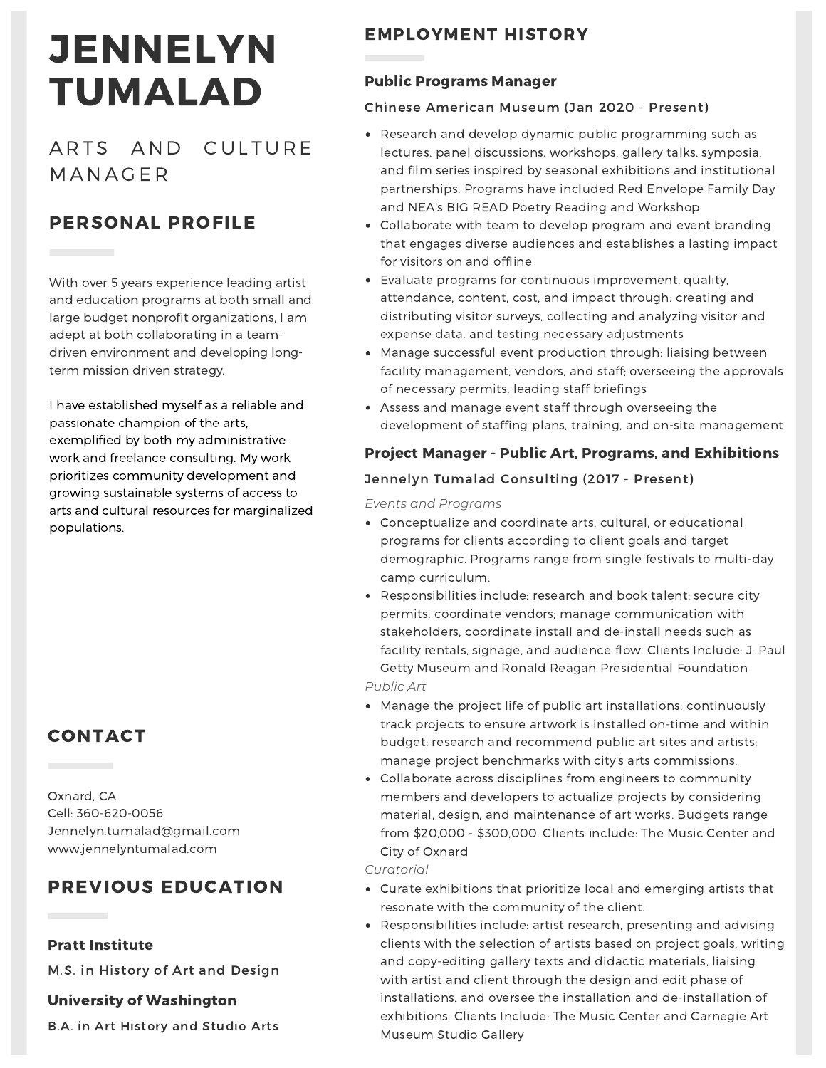# JENNELYN TUMALAD

## ARTS AND CULTURE MANAGER

## PERSONAL PROFILE

With over 5 years experience leading artist and education programs at both small and large budget nonprofit organizations, I am adept at both collaborating in a team-driven environment and developing long-term mission driven strategy.

I have established myself as a reliable and passionate champion of the arts, exemplified by both my administrative work and freelance consulting. My work prioritizes community development and growing sustainable systems of access to arts and cultural resources for marginalized populations.

## CONTACT

Oxnard, CA
Cell: 360-620-0056
Jennelyn.tumalad@gmail.com
www.jennelyntumalad.com

## PREVIOUS EDUCATION

**Pratt Institute**

M.S. in History of Art and Design

**University of Washington**

B.A. in Art History and Studio Arts

## EMPLOYMENT HISTORY

### Public Programs Manager

**Chinese American Museum (Jan 2020 - Present)**

- Research and develop dynamic public programming such as lectures, panel discussions, workshops, gallery talks, symposia, and film series inspired by seasonal exhibitions and institutional partnerships. Programs have included Red Envelope Family Day and NEA's BIG READ Poetry Reading and Workshop
- Collaborate with team to develop program and event branding that engages diverse audiences and establishes a lasting impact for visitors on and offline
- Evaluate programs for continuous improvement, quality, attendance, content, cost, and impact through: creating and distributing visitor surveys, collecting and analyzing visitor and expense data, and testing necessary adjustments
- Manage successful event production through: liaising between facility management, vendors, and staff; overseeing the approvals of necessary permits; leading staff briefings
- Assess and manage event staff through overseeing the development of staffing plans, training, and on-site management

### Project Manager - Public Art, Programs, and Exhibitions

**Jennelyn Tumalad Consulting (2017 - Present)**

*Events and Programs*

- Conceptualize and coordinate arts, cultural, or educational programs for clients according to client goals and target demographic. Programs range from single festivals to multi-day camp curriculum.
- Responsibilities include: research and book talent; secure city permits; coordinate vendors; manage communication with stakeholders, coordinate install and de-install needs such as facility rentals, signage, and audience flow. Clients Include: J. Paul Getty Museum and Ronald Reagan Presidential Foundation

*Public Art*

- Manage the project life of public art installations; continuously track projects to ensure artwork is installed on-time and within budget; research and recommend public art sites and artists; manage project benchmarks with city's arts commissions.
- Collaborate across disciplines from engineers to community members and developers to actualize projects by considering material, design, and maintenance of art works. Budgets range from $20,000 - $300,000. Clients include: The Music Center and City of Oxnard

*Curatorial*

- Curate exhibitions that prioritize local and emerging artists that resonate with the community of the client.
- Responsibilities include: artist research, presenting and advising clients with the selection of artists based on project goals, writing and copy-editing gallery texts and didactic materials, liaising with artist and client through the design and edit phase of installations, and oversee the installation and de-installation of exhibitions. Clients Include: The Music Center and Carnegie Art Museum Studio Gallery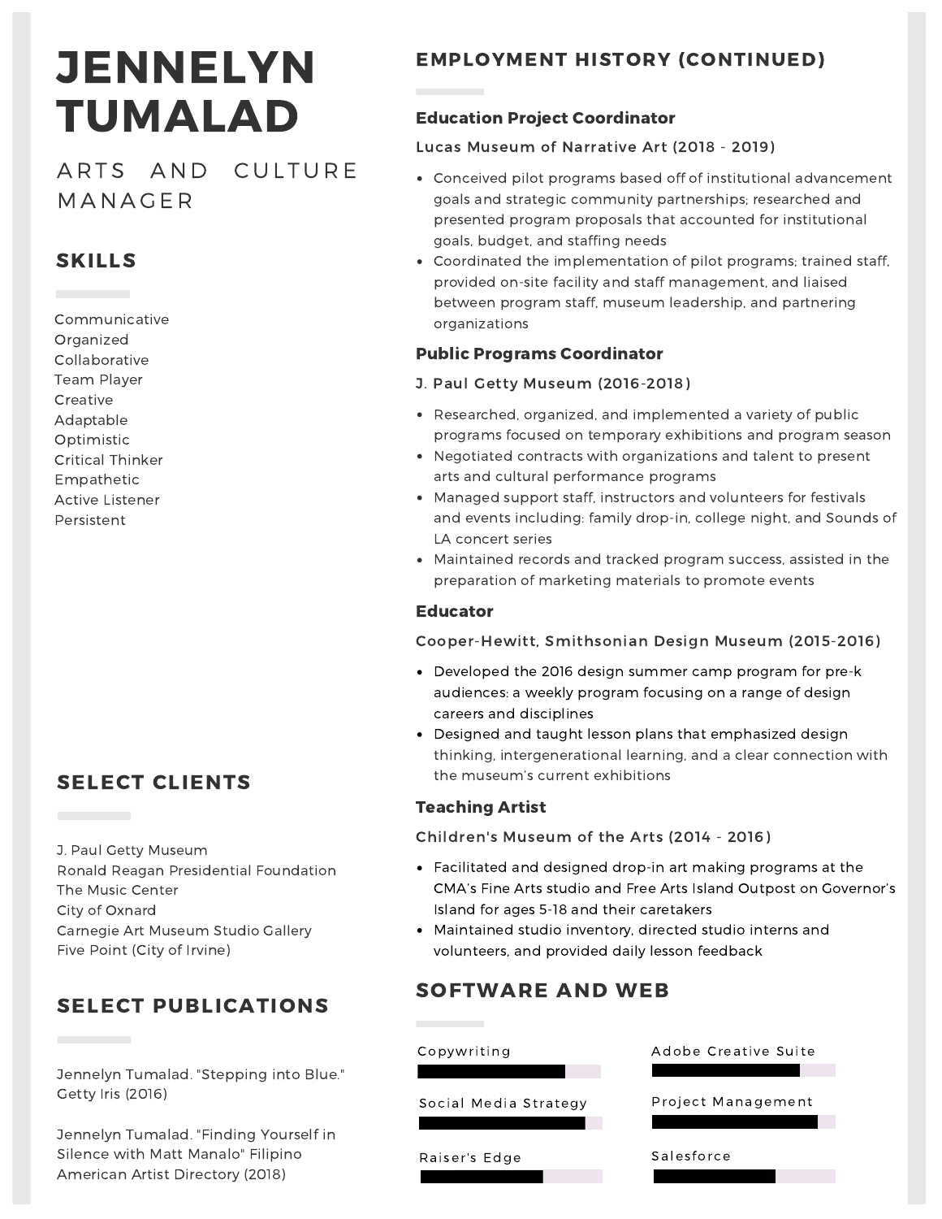# JENNELYN TUMALAD

ARTS AND CULTURE MANAGER

## SKILLS

Communicative
Organized
Collaborative
Team Player
Creative
Adaptable
Optimistic
Critical Thinker
Empathetic
Active Listener
Persistent

## SELECT CLIENTS

J. Paul Getty Museum
Ronald Reagan Presidential Foundation
The Music Center
City of Oxnard
Carnegie Art Museum Studio Gallery
Five Point (City of Irvine)

## SELECT PUBLICATIONS

Jennelyn Tumalad. "Stepping into Blue." Getty Iris (2016)

Jennelyn Tumalad. "Finding Yourself in Silence with Matt Manalo" Filipino American Artist Directory (2018)

## EMPLOYMENT HISTORY (CONTINUED)

### Education Project Coordinator

Lucas Museum of Narrative Art (2018 - 2019)

- Conceived pilot programs based off of institutional advancement goals and strategic community partnerships; researched and presented program proposals that accounted for institutional goals, budget, and staffing needs
- Coordinated the implementation of pilot programs; trained staff, provided on-site facility and staff management, and liaised between program staff, museum leadership, and partnering organizations

### Public Programs Coordinator

J. Paul Getty Museum (2016-2018)

- Researched, organized, and implemented a variety of public programs focused on temporary exhibitions and program season
- Negotiated contracts with organizations and talent to present arts and cultural performance programs
- Managed support staff, instructors and volunteers for festivals and events including: family drop-in, college night, and Sounds of LA concert series
- Maintained records and tracked program success, assisted in the preparation of marketing materials to promote events

### Educator

Cooper-Hewitt, Smithsonian Design Museum (2015-2016)

- Developed the 2016 design summer camp program for pre-k audiences: a weekly program focusing on a range of design careers and disciplines
- Designed and taught lesson plans that emphasized design thinking, intergenerational learning, and a clear connection with the museum's current exhibitions

### Teaching Artist

Children's Museum of the Arts (2014 - 2016)

- Facilitated and designed drop-in art making programs at the CMA's Fine Arts studio and Free Arts Island Outpost on Governor's Island for ages 5-18 and their caretakers
- Maintained studio inventory, directed studio interns and volunteers, and provided daily lesson feedback

## SOFTWARE AND WEB

Copywriting
Adobe Creative Suite
Social Media Strategy
Project Management
Raiser's Edge
Salesforce